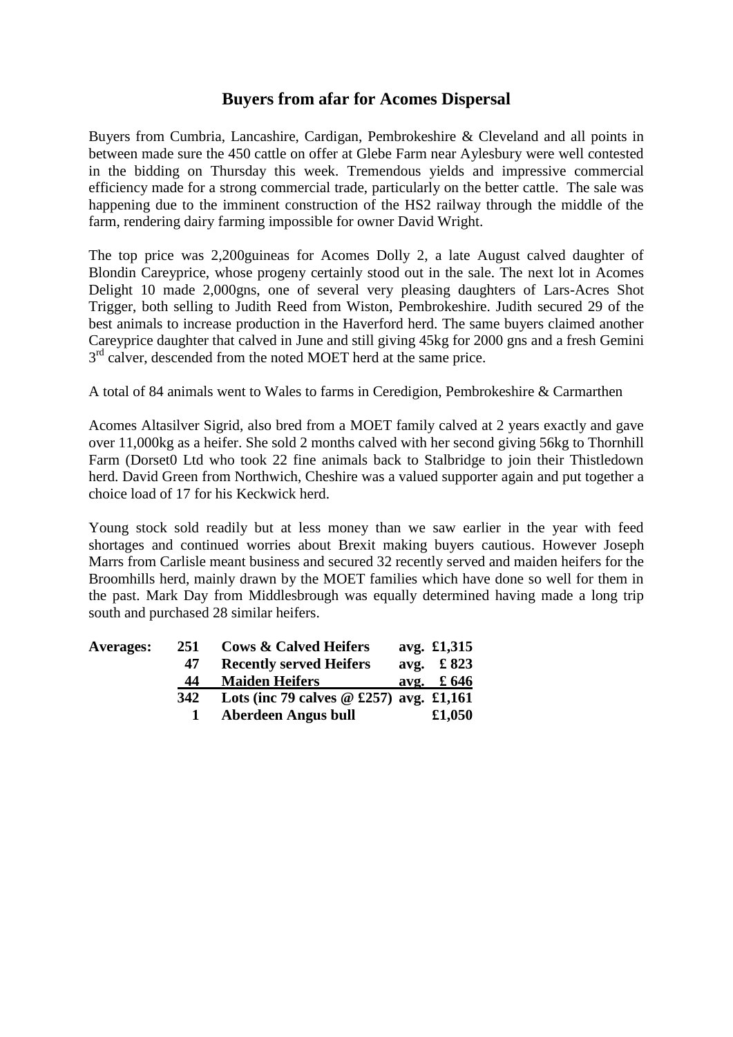# Buyers from afar for Acomes Dispersal

Buyers from Cumbria, Lancashire, Cardigan, Pembrokeshire & Cleveland and all points in between made sure the 450 cattle on offer at Glebe Farm near Aylesbury were well contested in the bidding on Thursday this week. Tremendous yields and impressive commercial efficiency made for a strong commercial trade, particularly on the better cattle. The sale was happening due to the imminent construction of the HS2 railway through the middle of the farm, rendering dairy farming impossible for owner David Wright.

The top price was 2,200guineas for Acomes Dolly 2, a late August calved daughter of Blondin Careyprice, whose progeny certainly stood out in the sale. The next lot in Acomes Delight 10 made 2,000gns, one of several very pleasing daughters of Lars-Acres Shot Trigger, both selling to Judith Reed from Wiston, Pembrokeshire. Judith secured 29 of the best animals to increase production in the Haverford herd. The same buyers claimed another Careyprice daughter that calved in June and still giving 45kg for 2000 gns and a fresh Gemini 3rd calver, descended from the noted MOET herd at the same price.

A total of 84 animals went to Wales to farms in Ceredigion, Pembrokeshire & Carmarthen

Acomes Altasilver Sigrid, also bred from a MOET family calved at 2 years exactly and gave over 11,000kg as a heifer. She sold 2 months calved with her second giving 56kg to Thornhill Farm (Dorset0 Ltd who took 22 fine animals back to Stalbridge to join their Thistledown herd. David Green from Northwich, Cheshire was a valued supporter again and put together a choice load of 17 for his Keckwick herd.

Young stock sold readily but at less money than we saw earlier in the year with feed shortages and continued worries about Brexit making buyers cautious. However Joseph Marrs from Carlisle meant business and secured 32 recently served and maiden heifers for the Broomhills herd, mainly drawn by the MOET families which have done so well for them in the past. Mark Day from Middlesbrough was equally determined having made a long trip south and purchased 28 similar heifers.

| **Averages:** | **251** | **Cows & Calved Heifers** | **avg. £1,315** |
|---|---|---|---|
| | **47** | **Recently served Heifers** | **avg. £ 823** |
| | **44** | **Maiden Heifers** | **avg. £ 646** |
| | **342** | **Lots (inc 79 calves @ £257)** | **avg. £1,161** |
| | **1** | **Aberdeen Angus bull** | **£1,050** |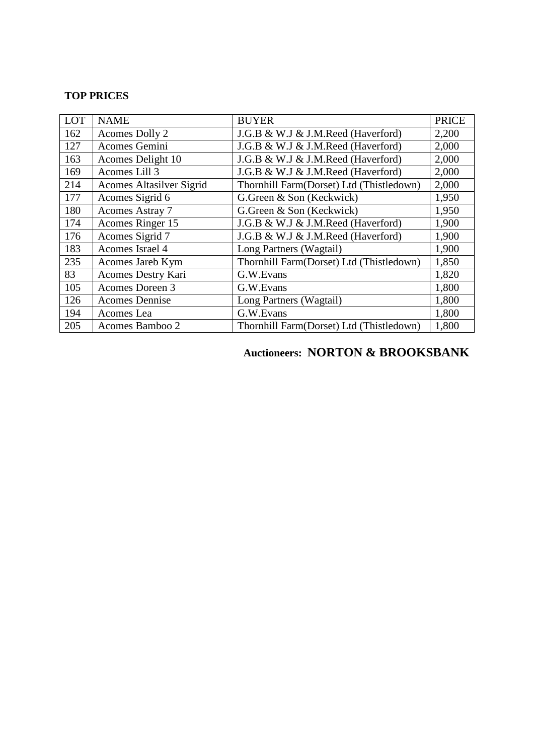**TOP PRICES**

| LOT | NAME | BUYER | PRICE |
|---|---|---|---|
| 162 | Acomes Dolly 2 | J.G.B & W.J & J.M.Reed (Haverford) | 2,200 |
| 127 | Acomes Gemini | J.G.B & W.J & J.M.Reed (Haverford) | 2,000 |
| 163 | Acomes Delight 10 | J.G.B & W.J & J.M.Reed (Haverford) | 2,000 |
| 169 | Acomes Lill 3 | J.G.B & W.J & J.M.Reed (Haverford) | 2,000 |
| 214 | Acomes Altasilver Sigrid | Thornhill Farm(Dorset) Ltd (Thistledown) | 2,000 |
| 177 | Acomes Sigrid 6 | G.Green & Son (Keckwick) | 1,950 |
| 180 | Acomes Astray 7 | G.Green & Son (Keckwick) | 1,950 |
| 174 | Acomes Ringer 15 | J.G.B & W.J & J.M.Reed (Haverford) | 1,900 |
| 176 | Acomes Sigrid 7 | J.G.B & W.J & J.M.Reed (Haverford) | 1,900 |
| 183 | Acomes Israel 4 | Long Partners (Wagtail) | 1,900 |
| 235 | Acomes Jareb Kym | Thornhill Farm(Dorset) Ltd (Thistledown) | 1,850 |
| 83 | Acomes Destry Kari | G.W.Evans | 1,820 |
| 105 | Acomes Doreen 3 | G.W.Evans | 1,800 |
| 126 | Acomes Dennise | Long Partners (Wagtail) | 1,800 |
| 194 | Acomes Lea | G.W.Evans | 1,800 |
| 205 | Acomes Bamboo 2 | Thornhill Farm(Dorset) Ltd (Thistledown) | 1,800 |

**Auctioneers: NORTON & BROOKSBANK**